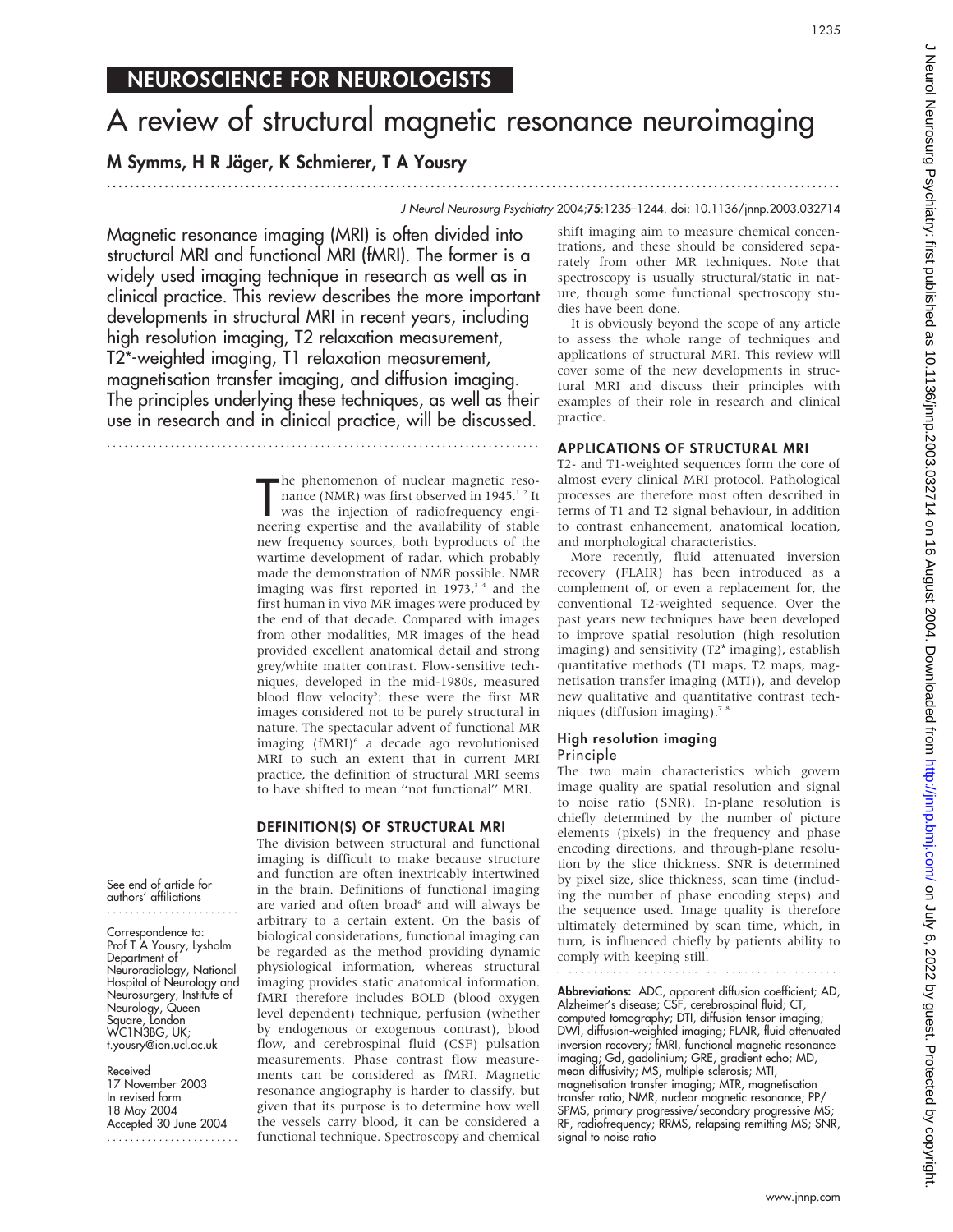NEUROSCIENCE FOR NEUROLOGISTS

# A review of structural magnetic resonance neuroimaging

**M Symms, H R Jäger, K Schmierer, T A Yousry**

*J Neurol Neurosurg Psychiatry* 2004;**75**:1235–1244. doi: 10.1136/jnnp.2003.032714

Magnetic resonance imaging (MRI) is often divided into structural MRI and functional MRI (fMRI). The former is a widely used imaging technique in research as well as in clinical practice. This review describes the more important developments in structural MRI in recent years, including high resolution imaging, T2 relaxation measurement, T2*-weighted imaging, T1 relaxation measurement, magnetisation transfer imaging, and diffusion imaging. The principles underlying these techniques, as well as their use in research and in clinical practice, will be discussed.

See end of article for authors' affiliations

Correspondence to: Prof T A Yousry, Lysholm Department of Neuroradiology, National Hospital of Neurology and Neurosurgery, Institute of Neurology, Queen Square, London WC1N3BG, UK; t.yousry@ion.ucl.ac.uk

Received 17 November 2003
In revised form 18 May 2004
Accepted 30 June 2004

The phenomenon of nuclear magnetic resonance (NMR) was first observed in 1945.[1,2] It was the injection of radiofrequency engineering expertise and the availability of stable new frequency sources, both byproducts of the wartime development of radar, which probably made the demonstration of NMR possible. NMR imaging was first reported in 1973,[3,4] and the first human in vivo MR images were produced by the end of that decade. Compared with images from other modalities, MR images of the head provided excellent anatomical detail and strong grey/white matter contrast. Flow-sensitive techniques, developed in the mid-1980s, measured blood flow velocity[5]: these were the first MR images considered not to be purely structural in nature. The spectacular advent of functional MR imaging (fMRI)[6] a decade ago revolutionised MRI to such an extent that in current MRI practice, the definition of structural MRI seems to have shifted to mean "not functional" MRI.

## DEFINITION(S) OF STRUCTURAL MRI

The division between structural and functional imaging is difficult to make because structure and function are often inextricably intertwined in the brain. Definitions of functional imaging are varied and often broad[6] and will always be arbitrary to a certain extent. On the basis of biological considerations, functional imaging can be regarded as the method providing dynamic physiological information, whereas structural imaging provides static anatomical information. fMRI therefore includes BOLD (blood oxygen level dependent) technique, perfusion (whether by endogenous or exogenous contrast), blood flow, and cerebrospinal fluid (CSF) pulsation measurements. Phase contrast flow measurements can be considered as fMRI. Magnetic resonance angiography is harder to classify, but given that its purpose is to determine how well the vessels carry blood, it can be considered a functional technique. Spectroscopy and chemical shift imaging aim to measure chemical concentrations, and these should be considered separately from other MR techniques. Note that spectroscopy is usually structural/static in nature, though some functional spectroscopy studies have been done.

It is obviously beyond the scope of any article to assess the whole range of techniques and applications of structural MRI. This review will cover some of the new developments in structural MRI and discuss their principles with examples of their role in research and clinical practice.

## APPLICATIONS OF STRUCTURAL MRI

T2- and T1-weighted sequences form the core of almost every clinical MRI protocol. Pathological processes are therefore most often described in terms of T1 and T2 signal behaviour, in addition to contrast enhancement, anatomical location, and morphological characteristics.

More recently, fluid attenuated inversion recovery (FLAIR) has been introduced as a complement of, or even a replacement for, the conventional T2-weighted sequence. Over the past years new techniques have been developed to improve spatial resolution (high resolution imaging) and sensitivity (T2* imaging), establish quantitative methods (T1 maps, T2 maps, magnetisation transfer imaging (MTI)), and develop new qualitative and quantitative contrast techniques (diffusion imaging).[7,8]

### High resolution imaging

#### Principle

The two main characteristics which govern image quality are spatial resolution and signal to noise ratio (SNR). In-plane resolution is chiefly determined by the number of picture elements (pixels) in the frequency and phase encoding directions, and through-plane resolution by the slice thickness. SNR is determined by pixel size, slice thickness, scan time (including the number of phase encoding steps) and the sequence used. Image quality is therefore ultimately determined by scan time, which, in turn, is influenced chiefly by patients ability to comply with keeping still.

**Abbreviations:** ADC, apparent diffusion coefficient; AD, Alzheimer's disease; CSF, cerebrospinal fluid; CT, computed tomography; DTI, diffusion tensor imaging; DWI, diffusion-weighted imaging; FLAIR, fluid attenuated inversion recovery; fMRI, functional magnetic resonance imaging; Gd, gadolinium; GRE, gradient echo; MD, mean diffusivity; MS, multiple sclerosis; MTI, magnetisation transfer imaging; MTR, magnetisation transfer ratio; NMR, nuclear magnetic resonance; PP/SPMS, primary progressive/secondary progressive MS; RF, radiofrequency; RRMS, relapsing remitting MS; SNR, signal to noise ratio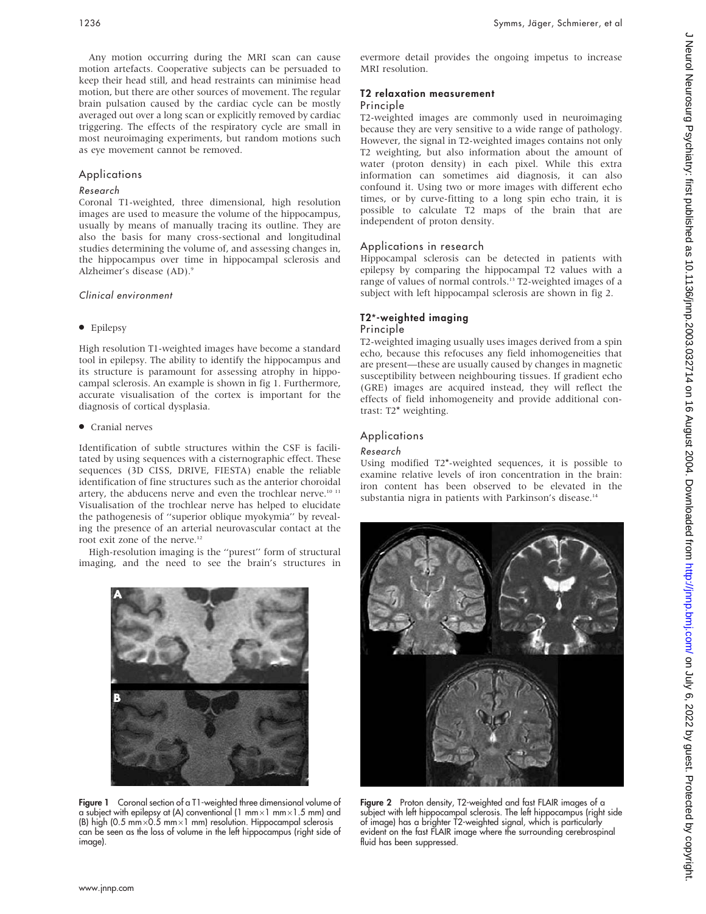Any motion occurring during the MRI scan can cause motion artefacts. Cooperative subjects can be persuaded to keep their head still, and head restraints can minimise head motion, but there are other sources of movement. The regular brain pulsation caused by the cardiac cycle can be mostly averaged out over a long scan or explicitly removed by cardiac triggering. The effects of the respiratory cycle are small in most neuroimaging experiments, but random motions such as eye movement cannot be removed.

## Applications

### Research

Coronal T1-weighted, three dimensional, high resolution images are used to measure the volume of the hippocampus, usually by means of manually tracing its outline. They are also the basis for many cross-sectional and longitudinal studies determining the volume of, and assessing changes in, the hippocampus over time in hippocampal sclerosis and Alzheimer's disease (AD).[9]

### Clinical environment

- Epilepsy

High resolution T1-weighted images have become a standard tool in epilepsy. The ability to identify the hippocampus and its structure is paramount for assessing atrophy in hippocampal sclerosis. An example is shown in fig 1. Furthermore, accurate visualisation of the cortex is important for the diagnosis of cortical dysplasia.

- Cranial nerves

Identification of subtle structures within the CSF is facilitated by using sequences with a cisternographic effect. These sequences (3D CISS, DRIVE, FIESTA) enable the reliable identification of fine structures such as the anterior choroidal artery, the abducens nerve and even the trochlear nerve.[10 11] Visualisation of the trochlear nerve has helped to elucidate the pathogenesis of "superior oblique myokymia" by revealing the presence of an arterial neurovascular contact at the root exit zone of the nerve.[12]

High-resolution imaging is the "purest" form of structural imaging, and the need to see the brain's structures in evermore detail provides the ongoing impetus to increase MRI resolution.

**Figure 1** Coronal section of a T1-weighted three dimensional volume of a subject with epilepsy at (A) conventional (1 mm×1 mm×1.5 mm) and (B) high (0.5 mm×0.5 mm×1 mm) resolution. Hippocampal sclerosis can be seen as the loss of volume in the left hippocampus (right side of image).

## T2 relaxation measurement

### Principle

T2-weighted images are commonly used in neuroimaging because they are very sensitive to a wide range of pathology. However, the signal in T2-weighted images contains not only T2 weighting, but also information about the amount of water (proton density) in each pixel. While this extra information can sometimes aid diagnosis, it can also confound it. Using two or more images with different echo times, or by curve-fitting to a long spin echo train, it is possible to calculate T2 maps of the brain that are independent of proton density.

## Applications in research

Hippocampal sclerosis can be detected in patients with epilepsy by comparing the hippocampal T2 values with a range of values of normal controls.[13] T2-weighted images of a subject with left hippocampal sclerosis are shown in fig 2.

## T2*-weighted imaging

### Principle

T2-weighted imaging usually uses images derived from a spin echo, because this refocuses any field inhomogeneities that are present—these are usually caused by changes in magnetic susceptibility between neighbouring tissues. If gradient echo (GRE) images are acquired instead, they will reflect the effects of field inhomogeneity and provide additional contrast: T2* weighting.

## Applications

### Research

Using modified T2*-weighted sequences, it is possible to examine relative levels of iron concentration in the brain: iron content has been observed to be elevated in the substantia nigra in patients with Parkinson's disease.[14]

**Figure 2** Proton density, T2-weighted and fast FLAIR images of a subject with left hippocampal sclerosis. The left hippocampus (right side of image) has a brighter T2-weighted signal, which is particularly evident on the fast FLAIR image where the surrounding cerebrospinal fluid has been suppressed.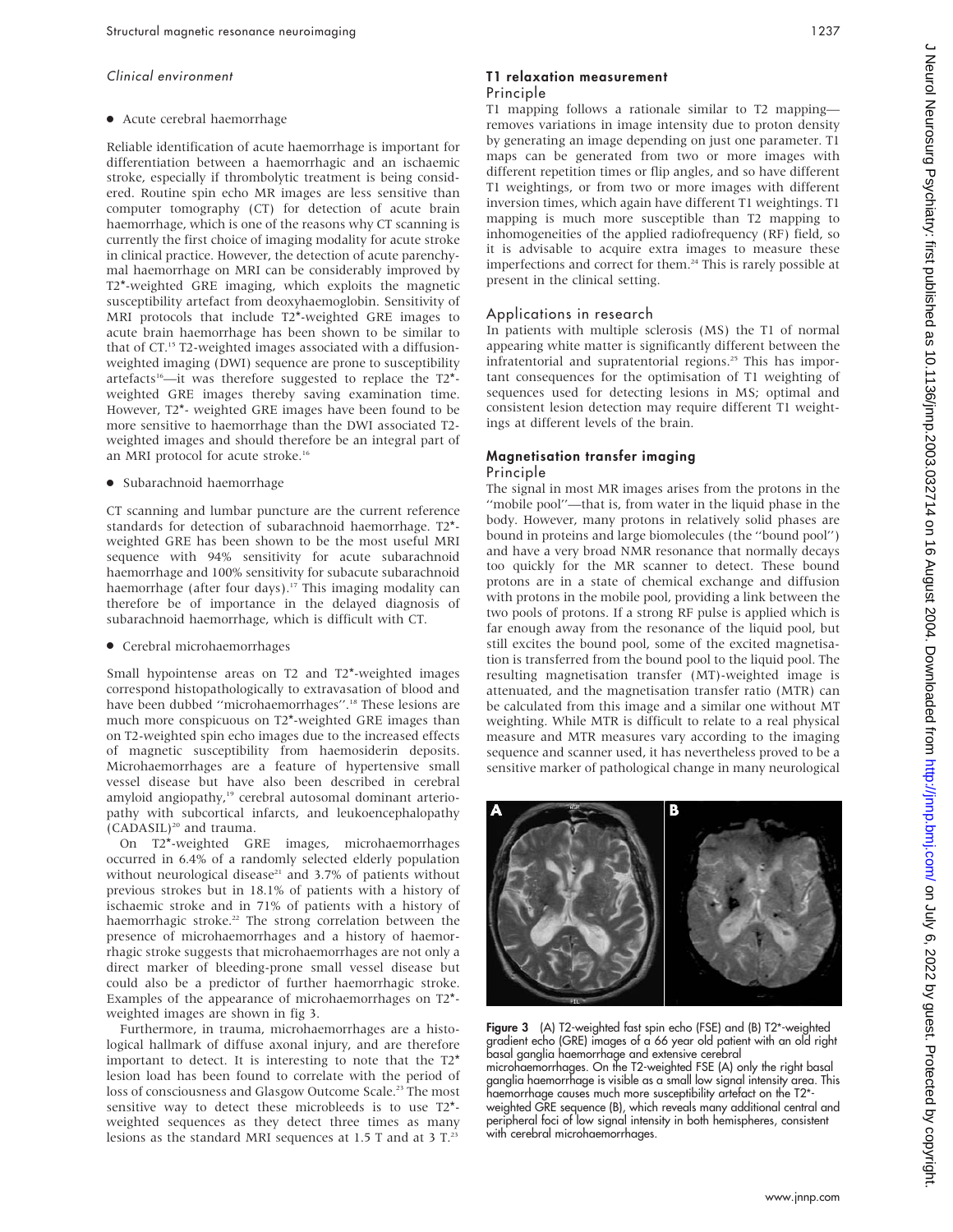*Clinical environment*

- Acute cerebral haemorrhage

Reliable identification of acute haemorrhage is important for differentiation between a haemorrhagic and an ischaemic stroke, especially if thrombolytic treatment is being considered. Routine spin echo MR images are less sensitive than computer tomography (CT) for detection of acute brain haemorrhage, which is one of the reasons why CT scanning is currently the first choice of imaging modality for acute stroke in clinical practice. However, the detection of acute parenchymal haemorrhage on MRI can be considerably improved by T2*-weighted GRE imaging, which exploits the magnetic susceptibility artefact from deoxyhaemoglobin. Sensitivity of MRI protocols that include T2*-weighted GRE images to acute brain haemorrhage has been shown to be similar to that of CT.[15] T2-weighted images associated with a diffusion-weighted imaging (DWI) sequence are prone to susceptibility artefacts[16]—it was therefore suggested to replace the T2*-weighted GRE images thereby saving examination time. However, T2*- weighted GRE images have been found to be more sensitive to haemorrhage than the DWI associated T2-weighted images and should therefore be an integral part of an MRI protocol for acute stroke.[16]

- Subarachnoid haemorrhage

CT scanning and lumbar puncture are the current reference standards for detection of subarachnoid haemorrhage. T2*-weighted GRE has been shown to be the most useful MRI sequence with 94% sensitivity for acute subarachnoid haemorrhage and 100% sensitivity for subacute subarachnoid haemorrhage (after four days).[17] This imaging modality can therefore be of importance in the delayed diagnosis of subarachnoid haemorrhage, which is difficult with CT.

- Cerebral microhaemorrhages

Small hypointense areas on T2 and T2*-weighted images correspond histopathologically to extravasation of blood and have been dubbed "microhaemorrhages".[18] These lesions are much more conspicuous on T2*-weighted GRE images than on T2-weighted spin echo images due to the increased effects of magnetic susceptibility from haemosiderin deposits. Microhaemorrhages are a feature of hypertensive small vessel disease but have also been described in cerebral amyloid angiopathy,[19] cerebral autosomal dominant arteriopathy with subcortical infarcts, and leukoencephalopathy (CADASIL)[20] and trauma.

On T2*-weighted GRE images, microhaemorrhages occurred in 6.4% of a randomly selected elderly population without neurological disease[21] and 3.7% of patients without previous strokes but in 18.1% of patients with a history of ischaemic stroke and in 71% of patients with a history of haemorrhagic stroke.[22] The strong correlation between the presence of microhaemorrhages and a history of haemorrhagic stroke suggests that microhaemorrhages are not only a direct marker of bleeding-prone small vessel disease but could also be a predictor of further haemorrhagic stroke. Examples of the appearance of microhaemorrhages on T2*-weighted images are shown in fig 3.

Furthermore, in trauma, microhaemorrhages are a histological hallmark of diffuse axonal injury, and are therefore important to detect. It is interesting to note that the T2* lesion load has been found to correlate with the period of loss of consciousness and Glasgow Outcome Scale.[23] The most sensitive way to detect these microbleeds is to use T2*-weighted sequences as they detect three times as many lesions as the standard MRI sequences at 1.5 T and at 3 T.[23]

### T1 relaxation measurement

#### Principle

T1 mapping follows a rationale similar to T2 mapping—removes variations in image intensity due to proton density by generating an image depending on just one parameter. T1 maps can be generated from two or more images with different repetition times or flip angles, and so have different T1 weightings, or from two or more images with different inversion times, which again have different T1 weightings. T1 mapping is much more susceptible than T2 mapping to inhomogeneities of the applied radiofrequency (RF) field, so it is advisable to acquire extra images to measure these imperfections and correct for them.[24] This is rarely possible at present in the clinical setting.

#### Applications in research

In patients with multiple sclerosis (MS) the T1 of normal appearing white matter is significantly different between the infratentorial and supratentorial regions.[25] This has important consequences for the optimisation of T1 weighting of sequences used for detecting lesions in MS; optimal and consistent lesion detection may require different T1 weightings at different levels of the brain.

### Magnetisation transfer imaging

#### Principle

The signal in most MR images arises from the protons in the "mobile pool"—that is, from water in the liquid phase in the body. However, many protons in relatively solid phases are bound in proteins and large biomolecules (the "bound pool") and have a very broad NMR resonance that normally decays too quickly for the MR scanner to detect. These bound protons are in a state of chemical exchange and diffusion with protons in the mobile pool, providing a link between the two pools of protons. If a strong RF pulse is applied which is far enough away from the resonance of the liquid pool, but still excites the bound pool, some of the excited magnetisation is transferred from the bound pool to the liquid pool. The resulting magnetisation transfer (MT)-weighted image is attenuated, and the magnetisation transfer ratio (MTR) can be calculated from this image and a similar one without MT weighting. While MTR is difficult to relate to a real physical measure and MTR measures vary according to the imaging sequence and scanner used, it has nevertheless proved to be a sensitive marker of pathological change in many neurological

**Figure 3** (A) T2-weighted fast spin echo (FSE) and (B) T2*-weighted gradient echo (GRE) images of a 66 year old patient with an old right basal ganglia haemorrhage and extensive cerebral microhaemorrhages. On the T2-weighted FSE (A) only the right basal ganglia haemorrhage is visible as a small low signal intensity area. This haemorrhage causes much more susceptibility artefact on the T2*-weighted GRE sequence (B), which reveals many additional central and peripheral foci of low signal intensity in both hemispheres, consistent with cerebral microhaemorrhages.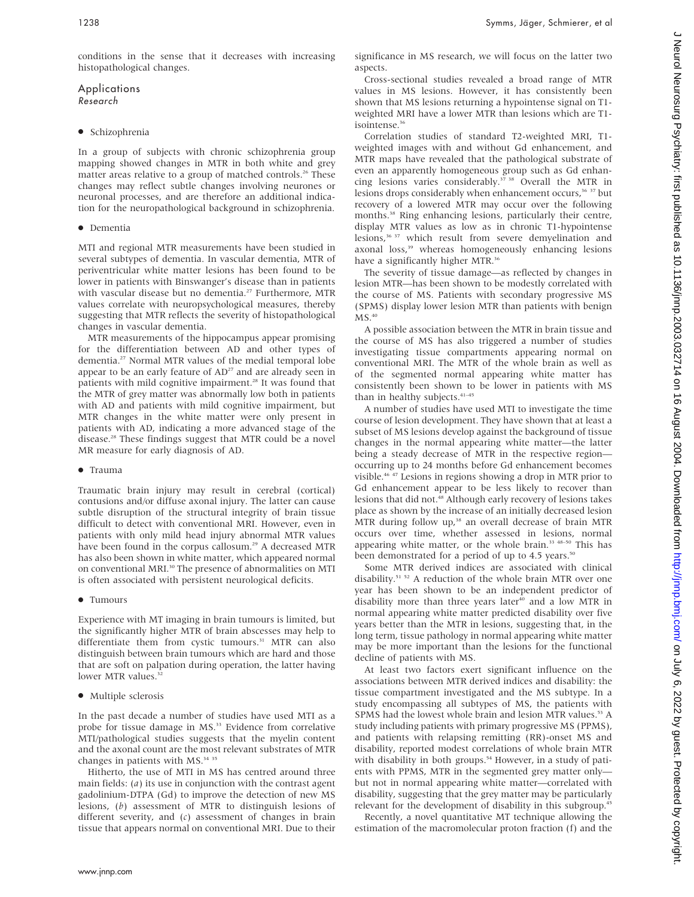conditions in the sense that it decreases with increasing histopathological changes.

## Applications

### Research

- Schizophrenia

In a group of subjects with chronic schizophrenia group mapping showed changes in MTR in both white and grey matter areas relative to a group of matched controls.[26] These changes may reflect subtle changes involving neurones or neuronal processes, and are therefore an additional indication for the neuropathological background in schizophrenia.

- Dementia

MTI and regional MTR measurements have been studied in several subtypes of dementia. In vascular dementia, MTR of periventricular white matter lesions has been found to be lower in patients with Binswanger's disease than in patients with vascular disease but no dementia.[27] Furthermore, MTR values correlate with neuropsychological measures, thereby suggesting that MTR reflects the severity of histopathological changes in vascular dementia.

MTR measurements of the hippocampus appear promising for the differentiation between AD and other types of dementia.[27] Normal MTR values of the medial temporal lobe appear to be an early feature of AD[27] and are already seen in patients with mild cognitive impairment.[28] It was found that the MTR of grey matter was abnormally low both in patients with AD and patients with mild cognitive impairment, but MTR changes in the white matter were only present in patients with AD, indicating a more advanced stage of the disease.[28] These findings suggest that MTR could be a novel MR measure for early diagnosis of AD.

- Trauma

Traumatic brain injury may result in cerebral (cortical) contusions and/or diffuse axonal injury. The latter can cause subtle disruption of the structural integrity of brain tissue difficult to detect with conventional MRI. However, even in patients with only mild head injury abnormal MTR values have been found in the corpus callosum.[29] A decreased MTR has also been shown in white matter, which appeared normal on conventional MRI.[30] The presence of abnormalities on MTI is often associated with persistent neurological deficits.

- Tumours

Experience with MT imaging in brain tumours is limited, but the significantly higher MTR of brain abscesses may help to differentiate them from cystic tumours.[31] MTR can also distinguish between brain tumours which are hard and those that are soft on palpation during operation, the latter having lower MTR values.[32]

- Multiple sclerosis

In the past decade a number of studies have used MTI as a probe for tissue damage in MS.[33] Evidence from correlative MTI/pathological studies suggests that the myelin content and the axonal count are the most relevant substrates of MTR changes in patients with MS.[34 35]

Hitherto, the use of MTI in MS has centred around three main fields: (*a*) its use in conjunction with the contrast agent gadolinium-DTPA (Gd) to improve the detection of new MS lesions, (*b*) assessment of MTR to distinguish lesions of different severity, and (*c*) assessment of changes in brain tissue that appears normal on conventional MRI. Due to their significance in MS research, we will focus on the latter two aspects.

Cross-sectional studies revealed a broad range of MTR values in MS lesions. However, it has consistently been shown that MS lesions returning a hypointense signal on T1-weighted MRI have a lower MTR than lesions which are T1-isointense.[36]

Correlation studies of standard T2-weighted MRI, T1-weighted images with and without Gd enhancement, and MTR maps have revealed that the pathological substrate of even an apparently homogeneous group such as Gd enhancing lesions varies considerably.[37 38] Overall the MTR in lesions drops considerably when enhancement occurs,[36 37] but recovery of a lowered MTR may occur over the following months.[38] Ring enhancing lesions, particularly their centre, display MTR values as low as in chronic T1-hypointense lesions,[36 37] which result from severe demyelination and axonal loss,[39] whereas homogeneously enhancing lesions have a significantly higher MTR.[36]

The severity of tissue damage—as reflected by changes in lesion MTR—has been shown to be modestly correlated with the course of MS. Patients with secondary progressive MS (SPMS) display lower lesion MTR than patients with benign MS.[40]

A possible association between the MTR in brain tissue and the course of MS has also triggered a number of studies investigating tissue compartments appearing normal on conventional MRI. The MTR of the whole brain as well as of the segmented normal appearing white matter has consistently been shown to be lower in patients with MS than in healthy subjects.[41–45]

A number of studies have used MTI to investigate the time course of lesion development. They have shown that at least a subset of MS lesions develop against the background of tissue changes in the normal appearing white matter—the latter being a steady decrease of MTR in the respective region—occurring up to 24 months before Gd enhancement becomes visible.[46 47] Lesions in regions showing a drop in MTR prior to Gd enhancement appear to be less likely to recover than lesions that did not.[48] Although early recovery of lesions takes place as shown by the increase of an initially decreased lesion MTR during follow up,[38] an overall decrease of brain MTR occurs over time, whether assessed in lesions, normal appearing white matter, or the whole brain.[33 48–50] This has been demonstrated for a period of up to 4.5 years.[50]

Some MTR derived indices are associated with clinical disability.[51 52] A reduction of the whole brain MTR over one year has been shown to be an independent predictor of disability more than three years later[40] and a low MTR in normal appearing white matter predicted disability over five years better than the MTR in lesions, suggesting that, in the long term, tissue pathology in normal appearing white matter may be more important than the lesions for the functional decline of patients with MS.

At least two factors exert significant influence on the associations between MTR derived indices and disability: the tissue compartment investigated and the MS subtype. In a study encompassing all subtypes of MS, the patients with SPMS had the lowest whole brain and lesion MTR values.[53] A study including patients with primary progressive MS (PPMS), and patients with relapsing remitting (RR)-onset MS and disability, reported modest correlations of whole brain MTR with disability in both groups.[54] However, in a study of patients with PPMS, MTR in the segmented grey matter only—but not in normal appearing white matter—correlated with disability, suggesting that the grey matter may be particularly relevant for the development of disability in this subgroup.[45]

Recently, a novel quantitative MT technique allowing the estimation of the macromolecular proton fraction (f) and the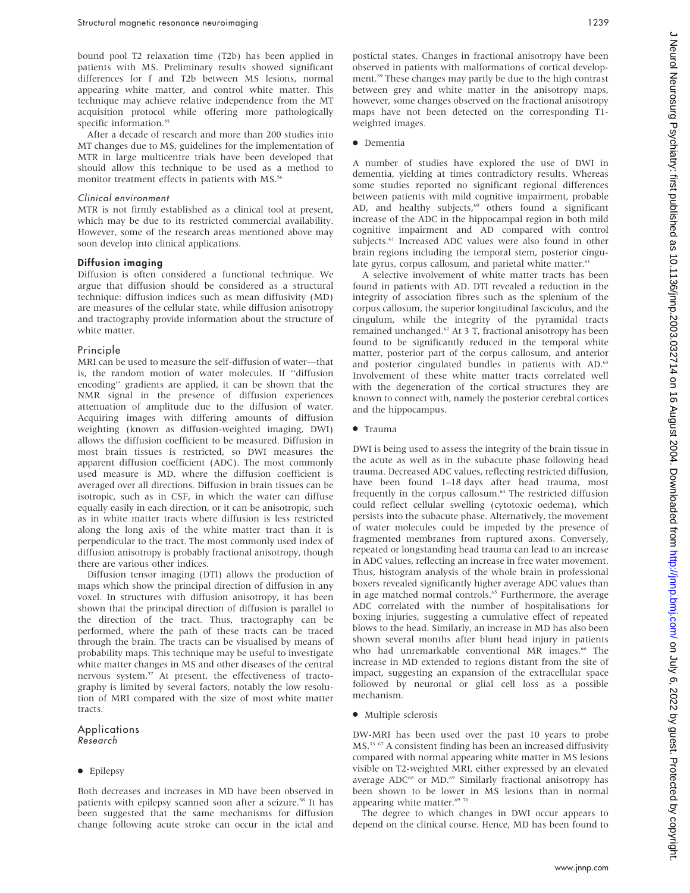bound pool T2 relaxation time (T2b) has been applied in patients with MS. Preliminary results showed significant differences for f and T2b between MS lesions, normal appearing white matter, and control white matter. This technique may achieve relative independence from the MT acquisition protocol while offering more pathologically specific information.[55]

After a decade of research and more than 200 studies into MT changes due to MS, guidelines for the implementation of MTR in large multicentre trials have been developed that should allow this technique to be used as a method to monitor treatment effects in patients with MS.[56]

#### *Clinical environment*

MTR is not firmly established as a clinical tool at present, which may be due to its restricted commercial availability. However, some of the research areas mentioned above may soon develop into clinical applications.

### Diffusion imaging

Diffusion is often considered a functional technique. We argue that diffusion should be considered as a structural technique: diffusion indices such as mean diffusivity (MD) are measures of the cellular state, while diffusion anisotropy and tractography provide information about the structure of white matter.

### Principle

MRI can be used to measure the self-diffusion of water—that is, the random motion of water molecules. If "diffusion encoding" gradients are applied, it can be shown that the NMR signal in the presence of diffusion experiences attenuation of amplitude due to the diffusion of water. Acquiring images with differing amounts of diffusion weighting (known as diffusion-weighted imaging, DWI) allows the diffusion coefficient to be measured. Diffusion in most brain tissues is restricted, so DWI measures the apparent diffusion coefficient (ADC). The most commonly used measure is MD, where the diffusion coefficient is averaged over all directions. Diffusion in brain tissues can be isotropic, such as in CSF, in which the water can diffuse equally easily in each direction, or it can be anisotropic, such as in white matter tracts where diffusion is less restricted along the long axis of the white matter tract than it is perpendicular to the tract. The most commonly used index of diffusion anisotropy is probably fractional anisotropy, though there are various other indices.

Diffusion tensor imaging (DTI) allows the production of maps which show the principal direction of diffusion in any voxel. In structures with diffusion anisotropy, it has been shown that the principal direction of diffusion is parallel to the direction of the tract. Thus, tractography can be performed, where the path of these tracts can be traced through the brain. The tracts can be visualised by means of probability maps. This technique may be useful to investigate white matter changes in MS and other diseases of the central nervous system.[57] At present, the effectiveness of tractography is limited by several factors, notably the low resolution of MRI compared with the size of most white matter tracts.

### Applications

#### *Research*

- Epilepsy

Both decreases and increases in MD have been observed in patients with epilepsy scanned soon after a seizure.[58] It has been suggested that the same mechanisms for diffusion change following acute stroke can occur in the ictal and postictal states. Changes in fractional anisotropy have been observed in patients with malformations of cortical development.[59] These changes may partly be due to the high contrast between grey and white matter in the anisotropy maps, however, some changes observed on the fractional anisotropy maps have not been detected on the corresponding T1-weighted images.

- Dementia

A number of studies have explored the use of DWI in dementia, yielding at times contradictory results. Whereas some studies reported no significant regional differences between patients with mild cognitive impairment, probable AD, and healthy subjects,[60] others found a significant increase of the ADC in the hippocampal region in both mild cognitive impairment and AD compared with control subjects.[61] Increased ADC values were also found in other brain regions including the temporal stem, posterior cingulate gyrus, corpus callosum, and parietal white matter.[61]

A selective involvement of white matter tracts has been found in patients with AD. DTI revealed a reduction in the integrity of association fibres such as the splenium of the corpus callosum, the superior longitudinal fasciculus, and the cingulum, while the integrity of the pyramidal tracts remained unchanged.[62] At 3 T, fractional anisotropy has been found to be significantly reduced in the temporal white matter, posterior part of the corpus callosum, and anterior and posterior cingulated bundles in patients with AD.[63] Involvement of these white matter tracts correlated well with the degeneration of the cortical structures they are known to connect with, namely the posterior cerebral cortices and the hippocampus.

- Trauma

DWI is being used to assess the integrity of the brain tissue in the acute as well as in the subacute phase following head trauma. Decreased ADC values, reflecting restricted diffusion, have been found 1–18 days after head trauma, most frequently in the corpus callosum.[64] The restricted diffusion could reflect cellular swelling (cytotoxic oedema), which persists into the subacute phase. Alternatively, the movement of water molecules could be impeded by the presence of fragmented membranes from ruptured axons. Conversely, repeated or longstanding head trauma can lead to an increase in ADC values, reflecting an increase in free water movement. Thus, histogram analysis of the whole brain in professional boxers revealed significantly higher average ADC values than in age matched normal controls.[65] Furthermore, the average ADC correlated with the number of hospitalisations for boxing injuries, suggesting a cumulative effect of repeated blows to the head. Similarly, an increase in MD has also been shown several months after blunt head injury in patients who had unremarkable conventional MR images.[66] The increase in MD extended to regions distant from the site of impact, suggesting an expansion of the extracellular space followed by neuronal or glial cell loss as a possible mechanism.

- Multiple sclerosis

DW-MRI has been used over the past 10 years to probe MS.[33 67] A consistent finding has been an increased diffusivity compared with normal appearing white matter in MS lesions visible on T2-weighted MRI, either expressed by an elevated average ADC[68] or MD.[69] Similarly fractional anisotropy has been shown to be lower in MS lesions than in normal appearing white matter.[69 70]

The degree to which changes in DWI occur appears to depend on the clinical course. Hence, MD has been found to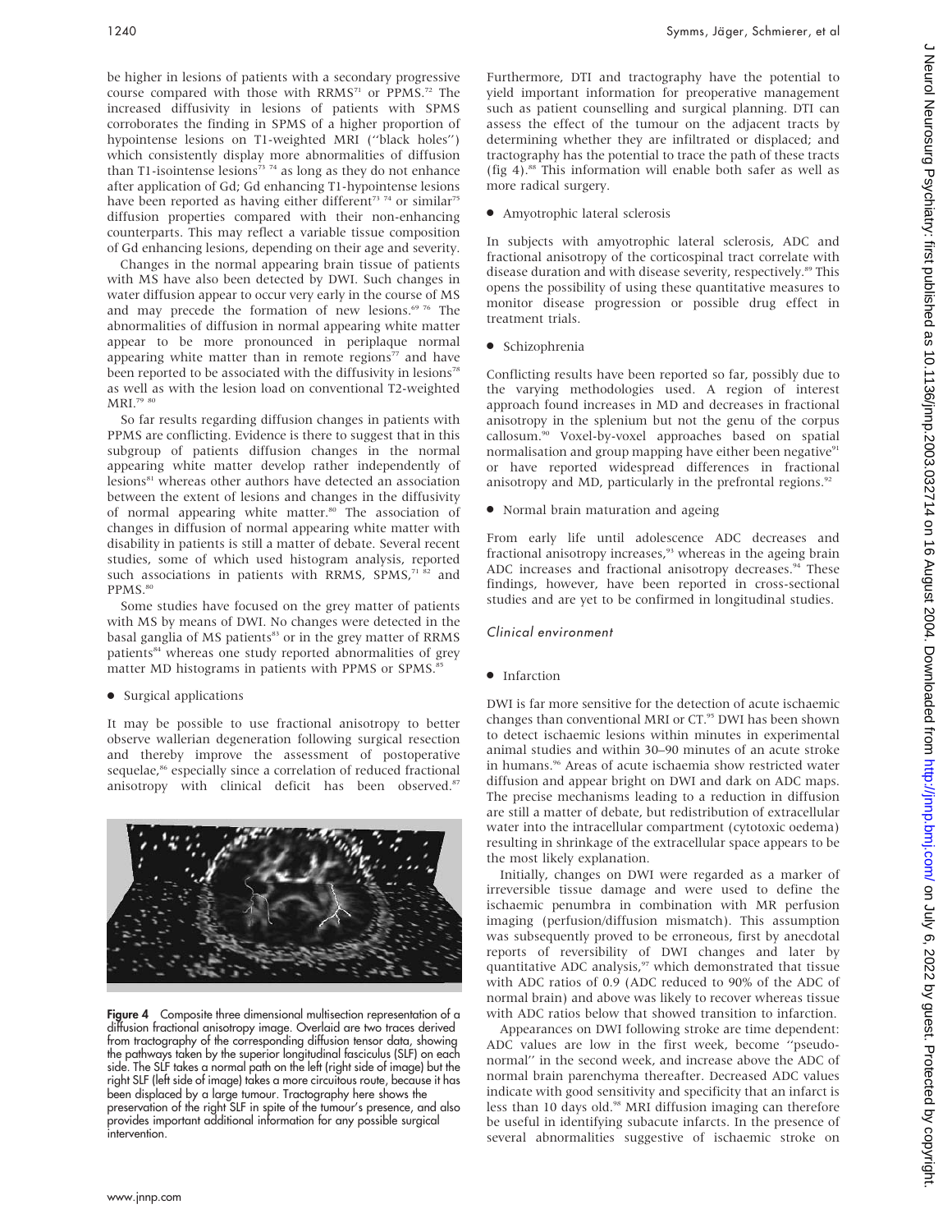be higher in lesions of patients with a secondary progressive course compared with those with RRMS[71] or PPMS.[72] The increased diffusivity in lesions of patients with SPMS corroborates the finding in SPMS of a higher proportion of hypointense lesions on T1-weighted MRI (''black holes'') which consistently display more abnormalities of diffusion than T1-isointense lesions[73 74] as long as they do not enhance after application of Gd; Gd enhancing T1-hypointense lesions have been reported as having either different[73 74] or similar[75] diffusion properties compared with their non-enhancing counterparts. This may reflect a variable tissue composition of Gd enhancing lesions, depending on their age and severity.

Changes in the normal appearing brain tissue of patients with MS have also been detected by DWI. Such changes in water diffusion appear to occur very early in the course of MS and may precede the formation of new lesions.[69 76] The abnormalities of diffusion in normal appearing white matter appear to be more pronounced in periplaque normal appearing white matter than in remote regions[77] and have been reported to be associated with the diffusivity in lesions[78] as well as with the lesion load on conventional T2-weighted MRI.[79 80]

So far results regarding diffusion changes in patients with PPMS are conflicting. Evidence is there to suggest that in this subgroup of patients diffusion changes in the normal appearing white matter develop rather independently of lesions[81] whereas other authors have detected an association between the extent of lesions and changes in the diffusivity of normal appearing white matter.[80] The association of changes in diffusion of normal appearing white matter with disability in patients is still a matter of debate. Several recent studies, some of which used histogram analysis, reported such associations in patients with RRMS, SPMS,[71 82] and PPMS.[80]

Some studies have focused on the grey matter of patients with MS by means of DWI. No changes were detected in the basal ganglia of MS patients[83] or in the grey matter of RRMS patients[84] whereas one study reported abnormalities of grey matter MD histograms in patients with PPMS or SPMS.[85]

- Surgical applications

It may be possible to use fractional anisotropy to better observe wallerian degeneration following surgical resection and thereby improve the assessment of postoperative sequelae,[86] especially since a correlation of reduced fractional anisotropy with clinical deficit has been observed.[87]

**Figure 4** Composite three dimensional multisection representation of a diffusion fractional anisotropy image. Overlaid are two traces derived from tractography of the corresponding diffusion tensor data, showing the pathways taken by the superior longitudinal fasciculus (SLF) on each side. The SLF takes a normal path on the left (right side of image) but the right SLF (left side of image) takes a more circuitous route, because it has been displaced by a large tumour. Tractography here shows the preservation of the right SLF in spite of the tumour's presence, and also provides important additional information for any possible surgical intervention.

Furthermore, DTI and tractography have the potential to yield important information for preoperative management such as patient counselling and surgical planning. DTI can assess the effect of the tumour on the adjacent tracts by determining whether they are infiltrated or displaced; and tractography has the potential to trace the path of these tracts (fig 4).[88] This information will enable both safer as well as more radical surgery.

- Amyotrophic lateral sclerosis

In subjects with amyotrophic lateral sclerosis, ADC and fractional anisotropy of the corticospinal tract correlate with disease duration and with disease severity, respectively.[89] This opens the possibility of using these quantitative measures to monitor disease progression or possible drug effect in treatment trials.

- Schizophrenia

Conflicting results have been reported so far, possibly due to the varying methodologies used. A region of interest approach found increases in MD and decreases in fractional anisotropy in the splenium but not the genu of the corpus callosum.[90] Voxel-by-voxel approaches based on spatial normalisation and group mapping have either been negative[91] or have reported widespread differences in fractional anisotropy and MD, particularly in the prefrontal regions.[92]

- Normal brain maturation and ageing

From early life until adolescence ADC decreases and fractional anisotropy increases,[93] whereas in the ageing brain ADC increases and fractional anisotropy decreases.[94] These findings, however, have been reported in cross-sectional studies and are yet to be confirmed in longitudinal studies.

### *Clinical environment*

- Infarction

DWI is far more sensitive for the detection of acute ischaemic changes than conventional MRI or CT.[95] DWI has been shown to detect ischaemic lesions within minutes in experimental animal studies and within 30–90 minutes of an acute stroke in humans.[96] Areas of acute ischaemia show restricted water diffusion and appear bright on DWI and dark on ADC maps. The precise mechanisms leading to a reduction in diffusion are still a matter of debate, but redistribution of extracellular water into the intracellular compartment (cytotoxic oedema) resulting in shrinkage of the extracellular space appears to be the most likely explanation.

Initially, changes on DWI were regarded as a marker of irreversible tissue damage and were used to define the ischaemic penumbra in combination with MR perfusion imaging (perfusion/diffusion mismatch). This assumption was subsequently proved to be erroneous, first by anecdotal reports of reversibility of DWI changes and later by quantitative ADC analysis,[97] which demonstrated that tissue with ADC ratios of 0.9 (ADC reduced to 90% of the ADC of normal brain) and above was likely to recover whereas tissue with ADC ratios below that showed transition to infarction.

Appearances on DWI following stroke are time dependent: ADC values are low in the first week, become ''pseudonormal'' in the second week, and increase above the ADC of normal brain parenchyma thereafter. Decreased ADC values indicate with good sensitivity and specificity that an infarct is less than 10 days old.[98] MRI diffusion imaging can therefore be useful in identifying subacute infarcts. In the presence of several abnormalities suggestive of ischaemic stroke on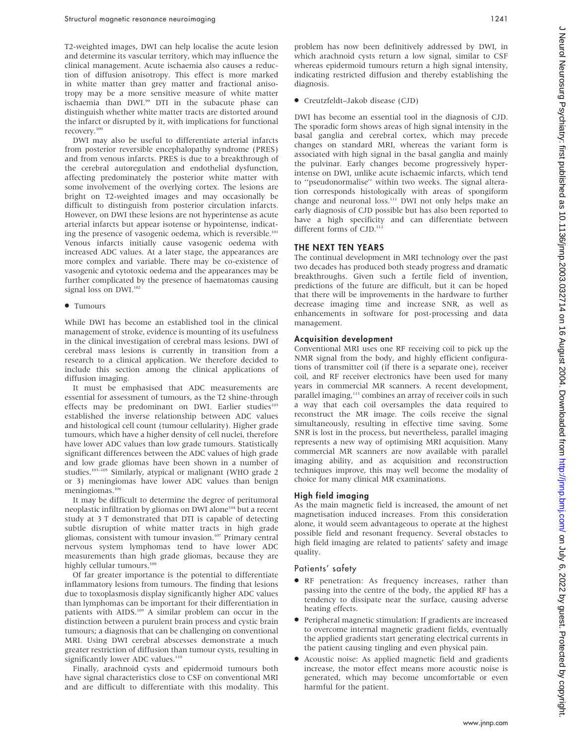T2-weighted images, DWI can help localise the acute lesion and determine its vascular territory, which may influence the clinical management. Acute ischaemia also causes a reduction of diffusion anisotropy. This effect is more marked in white matter than grey matter and fractional anisotropy may be a more sensitive measure of white matter ischaemia than DWI.[99] DTI in the subacute phase can distinguish whether white matter tracts are distorted around the infarct or disrupted by it, with implications for functional recovery.[100]

DWI may also be useful to differentiate arterial infarcts from posterior reversible encephalopathy syndrome (PRES) and from venous infarcts. PRES is due to a breakthrough of the cerebral autoregulation and endothelial dysfunction, affecting predominately the posterior white matter with some involvement of the overlying cortex. The lesions are bright on T2-weighted images and may occasionally be difficult to distinguish from posterior circulation infarcts. However, on DWI these lesions are not hyperintense as acute arterial infarcts but appear isotense or hypointense, indicating the presence of vasogenic oedema, which is reversible.[101] Venous infarcts initially cause vasogenic oedema with increased ADC values. At a later stage, the appearances are more complex and variable. There may be co-existence of vasogenic and cytotoxic oedema and the appearances may be further complicated by the presence of haematomas causing signal loss on DWI.[102]

- Tumours

While DWI has become an established tool in the clinical management of stroke, evidence is mounting of its usefulness in the clinical investigation of cerebral mass lesions. DWI of cerebral mass lesions is currently in transition from a research to a clinical application. We therefore decided to include this section among the clinical applications of diffusion imaging.

It must be emphasised that ADC measurements are essential for assessment of tumours, as the T2 shine-through effects may be predominant on DWI. Earlier studies[103] established the inverse relationship between ADC values and histological cell count (tumour cellularity). Higher grade tumours, which have a higher density of cell nuclei, therefore have lower ADC values than low grade tumours. Statistically significant differences between the ADC values of high grade and low grade gliomas have been shown in a number of studies.[103–105] Similarly, atypical or malignant (WHO grade 2 or 3) meningiomas have lower ADC values than benign meningiomas.[106]

It may be difficult to determine the degree of peritumoral neoplastic infiltration by gliomas on DWI alone[104] but a recent study at 3 T demonstrated that DTI is capable of detecting subtle disruption of white matter tracts in high grade gliomas, consistent with tumour invasion.[107] Primary central nervous system lymphomas tend to have lower ADC measurements than high grade gliomas, because they are highly cellular tumours.[108]

Of far greater importance is the potential to differentiate inflammatory lesions from tumours. The finding that lesions due to toxoplasmosis display significantly higher ADC values than lymphomas can be important for their differentiation in patients with AIDS.[109] A similar problem can occur in the distinction between a purulent brain process and cystic brain tumours; a diagnosis that can be challenging on conventional MRI. Using DWI cerebral abscesses demonstrate a much greater restriction of diffusion than tumour cysts, resulting in significantly lower ADC values.[110]

Finally, arachnoid cysts and epidermoid tumours both have signal characteristics close to CSF on conventional MRI and are difficult to differentiate with this modality. This problem has now been definitively addressed by DWI, in which arachnoid cysts return a low signal, similar to CSF whereas epidermoid tumours return a high signal intensity, indicating restricted diffusion and thereby establishing the diagnosis.

- Creutzfeldt–Jakob disease (CJD)

DWI has become an essential tool in the diagnosis of CJD. The sporadic form shows areas of high signal intensity in the basal ganglia and cerebral cortex, which may precede changes on standard MRI, whereas the variant form is associated with high signal in the basal ganglia and mainly the pulvinar. Early changes become progressively hyperintense on DWI, unlike acute ischaemic infarcts, which tend to "pseudonormalise" within two weeks. The signal alteration corresponds histologically with areas of spongiform change and neuronal loss.[111] DWI not only helps make an early diagnosis of CJD possible but has also been reported to have a high specificity and can differentiate between different forms of CJD.[112]

## THE NEXT TEN YEARS

The continual development in MRI technology over the past two decades has produced both steady progress and dramatic breakthroughs. Given such a fertile field of invention, predictions of the future are difficult, but it can be hoped that there will be improvements in the hardware to further decrease imaging time and increase SNR, as well as enhancements in software for post-processing and data management.

### Acquisition development

Conventional MRI uses one RF receiving coil to pick up the NMR signal from the body, and highly efficient configurations of transmitter coil (if there is a separate one), receiver coil, and RF receiver electronics have been used for many years in commercial MR scanners. A recent development, parallel imaging,[113] combines an array of receiver coils in such a way that each coil oversamples the data required to reconstruct the MR image. The coils receive the signal simultaneously, resulting in effective time saving. Some SNR is lost in the process, but nevertheless, parallel imaging represents a new way of optimising MRI acquisition. Many commercial MR scanners are now available with parallel imaging ability, and as acquisition and reconstruction techniques improve, this may well become the modality of choice for many clinical MR examinations.

### High field imaging

As the main magnetic field is increased, the amount of net magnetisation induced increases. From this consideration alone, it would seem advantageous to operate at the highest possible field and resonant frequency. Several obstacles to high field imaging are related to patients' safety and image quality.

#### Patients' safety

- RF penetration: As frequency increases, rather than passing into the centre of the body, the applied RF has a tendency to dissipate near the surface, causing adverse heating effects.
- Peripheral magnetic stimulation: If gradients are increased to overcome internal magnetic gradient fields, eventually the applied gradients start generating electrical currents in the patient causing tingling and even physical pain.
- Acoustic noise: As applied magnetic field and gradients increase, the motor effect means more acoustic noise is generated, which may become uncomfortable or even harmful for the patient.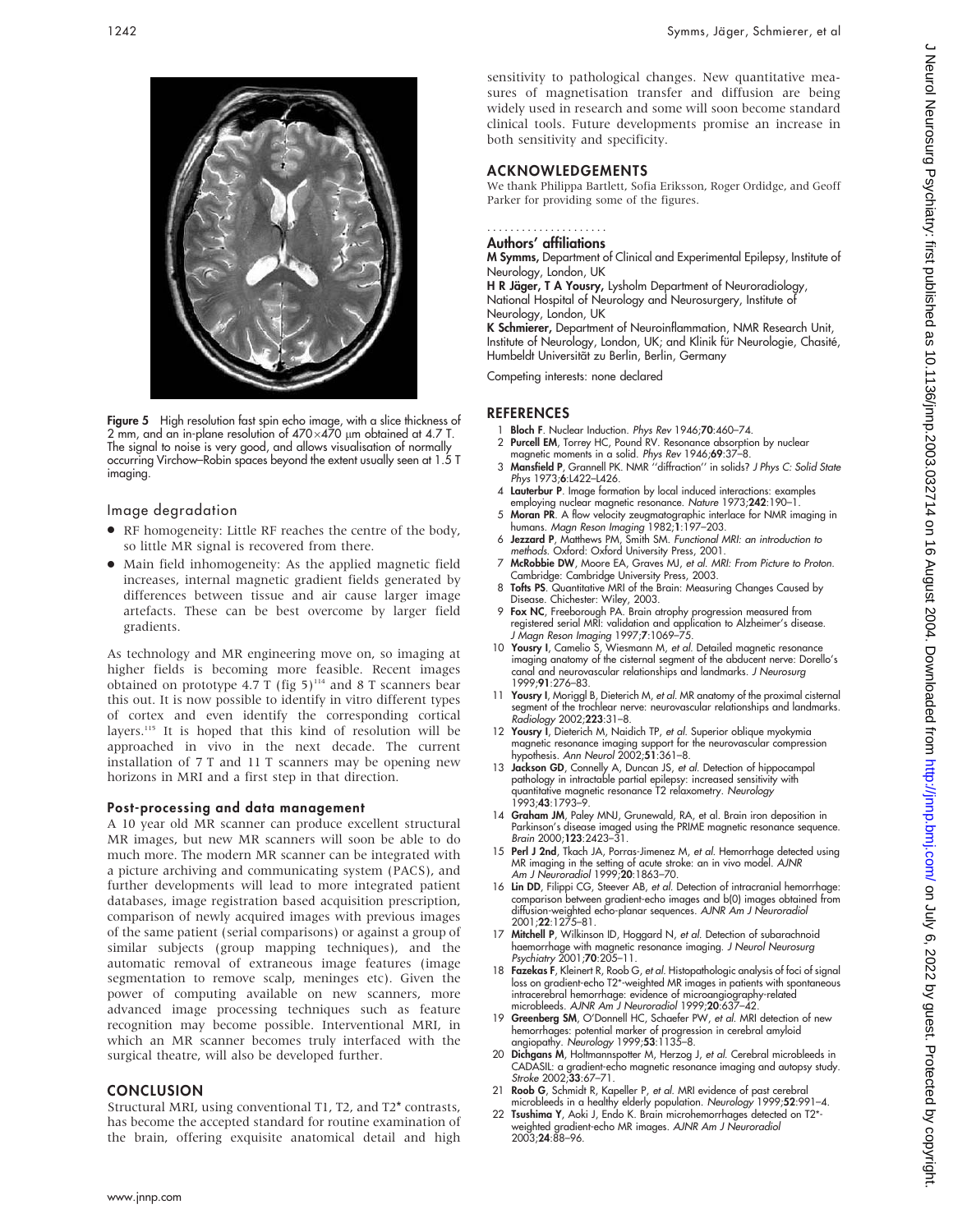Figure 5 High resolution fast spin echo image, with a slice thickness of 2 mm, and an in-plane resolution of 470×470 μm obtained at 4.7 T. The signal to noise is very good, and allows visualisation of normally occurring Virchow–Robin spaces beyond the extent usually seen at 1.5 T imaging.

### Image degradation

- RF homogeneity: Little RF reaches the centre of the body, so little MR signal is recovered from there.
- Main field inhomogeneity: As the applied magnetic field increases, internal magnetic gradient fields generated by differences between tissue and air cause larger image artefacts. These can be best overcome by larger field gradients.

As technology and MR engineering move on, so imaging at higher fields is becoming more feasible. Recent images obtained on prototype 4.7 T (fig 5)[114] and 8 T scanners bear this out. It is now possible to identify in vitro different types of cortex and even identify the corresponding cortical layers.[115] It is hoped that this kind of resolution will be approached in vivo in the next decade. The current installation of 7 T and 11 T scanners may be opening new horizons in MRI and a first step in that direction.

### Post-processing and data management

A 10 year old MR scanner can produce excellent structural MR images, but new MR scanners will soon be able to do much more. The modern MR scanner can be integrated with a picture archiving and communicating system (PACS), and further developments will lead to more integrated patient databases, image registration based acquisition prescription, comparison of newly acquired images with previous images of the same patient (serial comparisons) or against a group of similar subjects (group mapping techniques), and the automatic removal of extraneous image features (image segmentation to remove scalp, meninges etc). Given the power of computing available on new scanners, more advanced image processing techniques such as feature recognition may become possible. Interventional MRI, in which an MR scanner becomes truly interfaced with the surgical theatre, will also be developed further.

## CONCLUSION

Structural MRI, using conventional T1, T2, and T2* contrasts, has become the accepted standard for routine examination of the brain, offering exquisite anatomical detail and high sensitivity to pathological changes. New quantitative measures of magnetisation transfer and diffusion are being widely used in research and some will soon become standard clinical tools. Future developments promise an increase in both sensitivity and specificity.

## ACKNOWLEDGEMENTS

We thank Philippa Bartlett, Sofia Eriksson, Roger Ordidge, and Geoff Parker for providing some of the figures.

### Authors' affiliations

**M Symms,** Department of Clinical and Experimental Epilepsy, Institute of Neurology, London, UK

**H R Jäger, T A Yousry,** Lysholm Department of Neuroradiology, National Hospital of Neurology and Neurosurgery, Institute of Neurology, London, UK

**K Schmierer,** Department of Neuroinflammation, NMR Research Unit, Institute of Neurology, London, UK; and Klinik für Neurologie, Chasité, Humbeldt Universität zu Berlin, Berlin, Germany

Competing interests: none declared

## REFERENCES

1. **Bloch F**. Nuclear Induction. *Phys Rev* 1946;**70**:460–74.
2. **Purcell EM**, Torrey HC, Pound RV. Resonance absorption by nuclear magnetic moments in a solid. *Phys Rev* 1946;**69**:37–8.
3. **Mansfield P**, Grannell PK. NMR ''diffraction'' in solids? *J Phys C: Solid State Phys* 1973;**6**:L422–L426.
4. **Lauterbur P**. Image formation by local induced interactions: examples employing nuclear magnetic resonance. *Nature* 1973;**242**:190–1.
5. **Moran PR**. A flow velocity zeugmatographic interlace for NMR imaging in humans. *Magn Reson Imaging* 1982;**1**:197–203.
6. **Jezzard P**, Matthews PM, Smith SM. *Functional MRI: an introduction to methods.* Oxford: Oxford University Press, 2001.
7. **McRobbie DW**, Moore EA, Graves MJ, *et al. MRI: From Picture to Proton.* Cambridge: Cambridge University Press, 2003.
8. **Tofts PS**. Quantitative MRI of the Brain: Measuring Changes Caused by Disease. Chichester: Wiley, 2003.
9. **Fox NC**, Freeborough PA. Brain atrophy progression measured from registered serial MRI: validation and application to Alzheimer's disease. *J Magn Reson Imaging* 1997;**7**:1069–75.
10. **Yousry I**, Camelio S, Wiesmann M, *et al.* Detailed magnetic resonance imaging anatomy of the cisternal segment of the abducent nerve: Dorello's canal and neurovascular relationships and landmarks. *J Neurosurg* 1999;**91**:276–83.
11. **Yousry I**, Moriggl B, Dieterich M, *et al.* MR anatomy of the proximal cisternal segment of the trochlear nerve: neurovascular relationships and landmarks. *Radiology* 2002;**223**:31–8.
12. **Yousry I**, Dieterich M, Naidich TP, *et al.* Superior oblique myokymia magnetic resonance imaging support for the neurovascular compression hypothesis. *Ann Neurol* 2002;**51**:361–8.
13. **Jackson GD**, Connelly A, Duncan JS, *et al.* Detection of hippocampal pathology in intractable partial epilepsy: increased sensitivity with quantitative magnetic resonance T2 relaxometry. *Neurology* 1993;**43**:1793–9.
14. **Graham JM**, Paley MNJ, Grunewald, RA, et al. Brain iron deposition in Parkinson's disease imaged using the PRIME magnetic resonance sequence. *Brain* 2000;**123**:2423–31.
15. **Perl J 2nd**, Tkach JA, Porras-Jimenez M, *et al.* Hemorrhage detected using MR imaging in the setting of acute stroke: an in vivo model. *AJNR Am J Neuroradiol* 1999;**20**:1863–70.
16. **Lin DD**, Filippi CG, Steever AB, *et al.* Detection of intracranial hemorrhage: comparison between gradient-echo images and b(0) images obtained from diffusion-weighted echo-planar sequences. *AJNR Am J Neuroradiol* 2001;**22**:1275–81.
17. **Mitchell P**, Wilkinson ID, Hoggard N, *et al.* Detection of subarachnoid haemorrhage with magnetic resonance imaging. *J Neurol Neurosurg Psychiatry* 2001;**70**:205–11.
18. **Fazekas F**, Kleinert R, Roob G, *et al.* Histopathologic analysis of foci of signal loss on gradient-echo T2*-weighted MR images in patients with spontaneous intracerebral hemorrhage: evidence of microangiography-related microbleeds. *AJNR Am J Neuroradiol* 1999;**20**:637–42.
19. **Greenberg SM**, O'Donnell HC, Schaefer PW, *et al.* MRI detection of new hemorrhages: potential marker of progression in cerebral amyloid angiopathy. *Neurology* 1999;**53**:1135–8.
20. **Dichgans M**, Holtmannspotter M, Herzog J, *et al.* Cerebral microbleeds in CADASIL: a gradient-echo magnetic resonance imaging and autopsy study. *Stroke* 2002;**33**:67–71.
21. **Roob G**, Schmidt R, Kapeller P, *et al.* MRI evidence of past cerebral microbleeds in a healthy elderly population. *Neurology* 1999;**52**:991–4.
22. **Tsushima Y**, Aoki J, Endo K. Brain microhemorrhages detected on T2*-weighted gradient-echo MR images. *AJNR Am J Neuroradiol* 2003;**24**:88–96.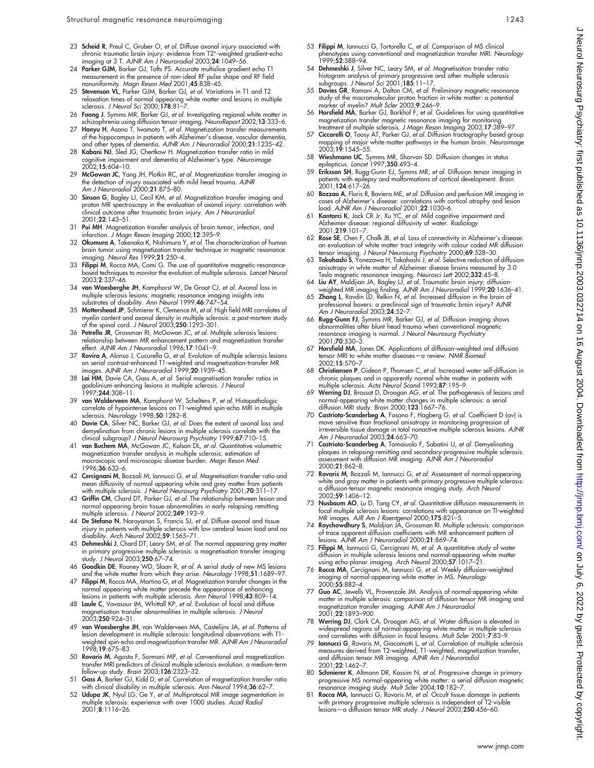23 **Scheid R**, Preul C, Gruber O, *et al*. Diffuse axonal injury associated with chronic traumatic brain injury: evidence from T2*-weighted gradient-echo imaging at 3 T. *AJNR Am J Neuroradiol* 2003;**24**:1049–56.

24 **Parker GJM**, Barker GJ, Tofts PS. Accurate multislice gradient echo T1 measurement in the presence of non-ideal RF pulse shape and RF field nonuniformity. *Magn Reson Med* 2001;**45**:838–45.

25 **Stevenson VL**, Parker GJM, Barker GJ, *et al*. Variations in T1 and T2 relaxation times of normal appearing white matter and lesions in multiple sclerosis. *J Neurol Sci* 2000;**178**:81–7.

26 **Foong J**, Symms MR, Barker GJ, *et al*. Investigating regional white matter in schizophrenia using diffusion tensor imaging. *NeuroReport* 2002;**13**:333–6.

27 **Hanyu H**, Asano T, Iwamoto T, *et al*. Magnetization transfer measurements of the hippocampus in patients with Alzheimer's disease, vascular dementia, and other types of dementia. *AJNR Am J Neuroradiol* 2000;**21**:1235–42.

28 **Kabani NJ**, Sled JG, Chertkow H. Magnetization transfer ratio in mild cognitive impairment and dementia of Alzheimer's type. *Neuroimage* 2002;**15**:604–10.

29 **McGowan JC**, Yang JH, Plotkin RC, *et al*. Magnetization transfer imaging in the detection of injury associated with mild head trauma. *AJNR Am J Neuroradiol* 2000;**21**:875–80.

30 **Sinson G**, Bagley LJ, Cecil KM, *et al*. Magnetization transfer imaging and proton MR spectroscopy in the evaluation of axonal injury: correlation with clinical outcome after traumatic brain injury. *Am J Neuroradiol* 2001;**22**:143–51.

31 **Pui MH**. Magnetization transfer analysis of brain tumor, infection, and infarction. *J Magn Reson Imaging* 2000;**12**:395–9.

32 **Okumura A**, Takenaka K, Nishimura Y, *et al*. The characterization of human brain tumor using magnetization transfer technique in magnetic resonance imaging. *Neurol Res* 1999;**21**:250–4.

33 **Filippi M**, Rocca MA, Comi G. The use of quantitative magnetic-resonance-based techniques to monitor the evolution of multiple sclerosis. *Lancet Neurol* 2003;**2**:337–46.

34 **van Waesberghe JH**, Kamphorst W, De Groot CJ, *et al*. Axonal loss in multiple sclerosis lesions: magnetic resonance imaging insights into substrates of disability. *Ann Neurol* 1999;**46**:747–54.

35 **Mottershead JP**, Schmierer K, Clemence M, *et al*. High field MRI correlates of myelin content and axonal density in multiple sclerosis: a post-mortem study of the spinal cord. *J Neurol* 2003;**250**:1293–301.

36 **Petrella JR**, Grossman RI, McGowan JC, *et al*. Multiple sclerosis lesions: relationship between MR enhancement pattern and magnetization transfer effect. *AJNR Am J Neuroradiol* 1996;**17**:1041–9.

37 **Rovira A**, Alonso J, Cucurella G, *et al*. Evolution of multiple sclerosis lesions on serial contrast-enhanced T1-weighted and magnetization-transfer MR images. *AJNR Am J Neuroradiol* 1999;**20**:1939–45.

38 **Lai HM**, Davie CA, Gass A, *et al*. Serial magnetisation transfer ratios in gadolinium-enhancing lesions in multiple sclerosis. *J Neurol* 1997;**244**:308–11.

39 **van Walderveen MA**, Kamphorst W, Scheltens P, *et al*. Histopathologic correlate of hypointense lesions on T1-weighted spin-echo MRI in multiple sclerosis. *Neurology* 1998;**50**:1282–8.

40 **Davie CA**, Silver NC, Barker GJ, *et al*. Does the extent of axonal loss and demyelination from chronic lesions in multiple sclerosis correlate with the clinical subgroup? *J Neurol Neurosurg Psychiatry* 1999;**67**:710–15.

41 **van Buchem MA**, McGowan JC, Kolson DL, *et al*. Quantitative volumetric magnetization transfer analysis in multiple sclerosis: estimation of macroscopic and microscopic disease burden. *Magn Reson Med* 1996;**36**:632–6.

42 **Cercignani M**, Bozzali M, Iannucci G, *et al*. Magnetisation transfer ratio and mean diffusivity of normal appearing white and grey matter from patients with multiple sclerosis. *J Neurol Neurosurg Psychiatry* 2001;**70**:311–17.

43 **Griffin CM**, Chard DT, Parker GJ, *et al*. The relationship between lesion and normal appearing brain tissue abnormalities in early relapsing remitting multiple sclerosis. *J Neurol* 2002;**249**:193–9.

44 **De Stefano N**, Narayanan S, Francis SJ, *et al*. Diffuse axonal and tissue injury in patients with multiple sclerosis with low cerebral lesion load and no disability. *Arch Neurol* 2002;**59**:1565–71.

45 **Dehmeshki J**, Chard DT, Leary SM, *et al*. The normal appearing grey matter in primary progressive multiple sclerosis: a magnetisation transfer imaging study. *J Neurol* 2003;**250**:67–74.

46 **Goodkin DE**, Rooney WD, Sloan R, *et al*. A serial study of new MS lesions and the white matter from which they arise. *Neurology* 1998;**51**:1689–97.

47 **Filippi M**, Rocca MA, Martino G, *et al*. Magnetization transfer changes in the normal appearing white matter precede the appearance of enhancing lesions in patients with multiple sclerosis. *Ann Neurol* 1998;**43**:809–14.

48 **Laule C**, Vavasour IM, Whittall KP, *et al*. Evolution of focal and diffuse magnetisation transfer abnormalities in multiple sclerosis. *J Neurol* 2003;**250**:924–31.

49 **van Waesberghe JH**, van Walderveen MA, Castelijns JA, *et al*. Patterns of lesion development in multiple sclerosis: longitudinal observations with T1-weighted spin-echo and magnetization transfer MR. *AJNR Am J Neuroradiol* 1998;**19**:675–83.

50 **Rovaris M**, Agosta F, Sormani MP, *et al*. Conventional and magnetization transfer MRI predictors of clinical multiple sclerosis evolution: a medium-term follow-up study. *Brain* 2003;**126**:2323–32.

51 **Gass A**, Barker GJ, Kidd D, *et al*. Correlation of magnetization transfer ratio with clinical disability in multiple sclerosis. *Ann Neurol* 1994;**36**:62–7.

52 **Udupa JK**, Nyul LG, Ge Y, *et al*. Multiprotocol MR image segmentation in multiple sclerosis: experience with over 1000 studies. *Acad Radiol* 2001;**8**:1116–26.

53 **Filippi M**, Iannucci G, Tortorella C, *et al*. Comparison of MS clinical phenotypes using conventional and magnetization transfer MRI. *Neurology* 1999;**52**:588–94.

54 **Dehmeshki J**, Silver NC, Leary SM, *et al*. Magnetisation transfer ratio histogram analysis of primary progressive and other multiple sclerosis subgroups. *J Neurol Sci* 2001;**185**:11–17.

55 **Davies GR**, Ramani A, Dalton CM, *et al*. Preliminary magnetic resonance study of the macromolecular proton fraction in white matter: a potential marker of myelin? *Mult Scler* 2003;**9**:246–9.

56 **Horsfield MA**, Barker GJ, Barkhof F, *et al*. Guidelines for using quantitative magnetization transfer magnetic resonance imaging for monitoring treatment of multiple sclerosis. *J Magn Reson Imaging* 2003;**17**:389–97.

57 **Ciccarelli O**, Toosy AT, Parker GJ, *et al*. Diffusion tractography based group mapping of major white-matter pathways in the human brain. *Neuroimage* 2003;**19**:1545–55.

58 **Wieshmann UC**, Symms MR, Shorvon SD. Diffusion changes in status epilepticus. *Lancet* 1997;**350**:493–4.

59 **Eriksson SH**, Rugg-Gunn EJ, Symms MR, *et al*. Diffusion tensor imaging in patients with epilepsy and malformations of cortical development. *Brain* 2001;**124**:617–26.

60 **Bozzao A**, Floris R, Baviera ME, *et al*. Diffusion and perfusion MR imaging in cases of Alzheimer's disease: correlations with cortical atrophy and lesion load. *AJNR Am J Neuroradiol* 2001;**22**:1030–6.

61 **Kantarci K**, Jack CR Jr, Xu YC, *et al*. Mild cognitive impairment and Alzheimer disease: regional diffusivity of water. *Radiology* 2001;**219**:101–7.

62 **Rose SE**, Chen F, Chalk JB, *et al*. Loss of connectivity in Alzheimer's disease: an evaluation of white matter tract integrity with colour coded MR diffusion tensor imaging. *J Neurol Neurosurg Psychiatry* 2000;**69**:528–30.

63 **Takahashi S**, Yonezawa H, Takahashi J, *et al*. Selective reduction of diffusion anisotropy in white matter of Alzheimer disease brains measured by 3.0 Tesla magnetic resonance imaging. *Neurosci Lett* 2002;**332**:45–8.

64 **Liu AY**, Maldjian JA, Bagley LJ, *et al*. Traumatic brain injury; diffusion-weighted MR imaging finding. *AJNR Am J Neuroradiol* 1999;**20**:1636–41.

65 **Zhang L**, Ravdin LD, Relkin N, *et al*. Increased diffusion in the brain of professional boxers: a preclinical sign of traumatic brain injury? *AJNR Am J Neuroradiol* 2003;**24**:52–7.

66 **Rugg-Gunn FJ**, Symms MR, Barker GJ, *et al*. Diffusion imaging shows abnormalities after blunt head trauma when conventional magnetic resonance imaging is normal. *J Neurol Neurosurg Psychiatry* 2001;**70**:530–3.

67 **Horsfield MA**, Jones DK. Applications of diffusion-weighted and diffusion tensor MRI to white matter diseases—a review. *NMR Biomed* 2002;**15**:570–7.

68 **Christiansen P**, Gideon P, Thomsen C, *et al*. Increased water self-diffusion in chronic plaques and in apparently normal white matter in patients with multiple sclerosis. *Acta Neurol Scand* 1993;**87**:195–9.

69 **Werring DJ**, Brassat D, Droogan AG, *et al*. The pathogenesis of lesions and normal-appearing white matter changes in multiple sclerosis: a serial diffusion MRI study. *Brain* 2000;**123**:1667–76.

70 **Castriota-Scanderbeg A**, Fasano F, Hagberg G, *et al*. Coefficient D (av) is move sensitive than fractional anisotropy in monitoring progression of irreversible tissue damage in total nonactive multiple sclerosis lesions. *AJNR Am J Neuroradiol* 2003;**24**:663–70.

71 **Castriota-Scanderbeg A**, Tomaiuolo F, Sabatini U, *et al*. Demyelinating plaques in relapsing-remitting and secondary-progressive multiple sclerosis: assessment with diffusion MR imaging. *AJNR Am J Neuroradiol* 2000;**21**:862–8.

72 **Rovaris M**, Bozzali M, Iannucci G, *et al*. Assessment of normal-appearing white and gray matter in patients with primary progressive multiple sclerosis: a diffusion-tensor magnetic resonance imaging study. *Arch Neurol* 2002;**59**:1406–12.

73 **Nusbaum AO**, Lu D, Tang CY, *et al*. Quantitative diffusion measurements in focal multiple sclerosis lesions: correlations with appearance on TI-weighted MR images. *AJR Am J Roentgenol* 2000;**175**:821–5.

74 **Roychowdhury S**, Maldjian JA, Grossman RI. Multiple sclerosis: comparison of trace apparent diffusion coefficients with MR enhancement pattern of lesions. *AJNR Am J Neuroradiol* 2000;**21**:869–74.

75 **Filippi M**, Iannucci G, Cercignani M, *et al*. A quantitative study of water diffusion in multiple sclerosis lesions and normal-appearing white matter using echo-planar imaging. *Arch Neurol* 2000;**57**:1017–21.

76 **Rocca MA**, Cercignani M, Iannucci G, *et al*. Weekly diffusion-weighted imaging of normal-appearing white matter in MS. *Neurology* 2000;**55**:882–4.

77 **Guo AC**, Jewells VL, Provenzale JM. Analysis of normal-appearing white matter in multiple sclerosis: comparison of diffusion tensor MR imaging and magnetization transfer imaging. *AJNR Am J Neuroradiol* 2001;**22**:1893–900.

78 **Werring DJ**, Clark CA, Droogan AG, *et al*. Water diffusion is elevated in widespread regions of normal-appearing white matter in multiple sclerosis and correlates with diffusion in focal lesions. *Mult Scler* 2001;**7**:83–9.

79 **Iannucci G**, Rovaris M, Giacomotti L, *et al*. Correlation of multiple sclerosis measures derived from T2-weighted, T1-weighted, magnetization transfer, and diffusion tensor MR imaging. *AJNR Am J Neuroradiol* 2001;**22**:1462–7.

80 **Schmierer K**, Altmann DR, Kassim N, *et al*. Progressive change in primary progressive MS normal-appearing white matter: a serial diffusion magnetic resonance imaging study. *Mult Scler* 2004;**10**:182–7.

81 **Rocca MA**, Iannucci G, Rovaris M, *et al*. Occult tissue damage in patients with primary progressive multiple sclerosis is independent of T2-visible lesions—a diffusion tensor MR study. *J Neurol* 2003;**250**:456–60.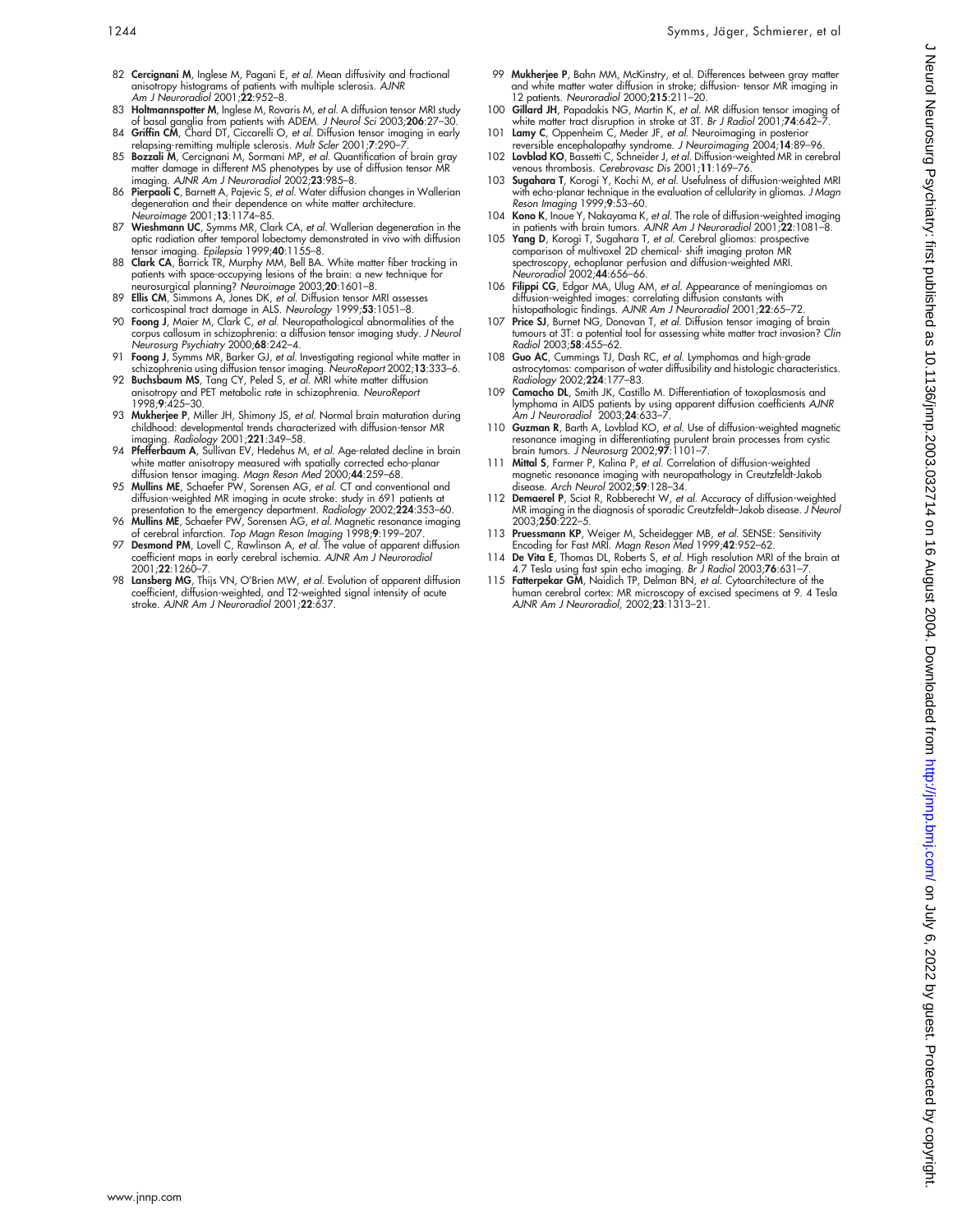82 **Cercignani M**, Inglese M, Pagani E, *et al*. Mean diffusivity and fractional anisotropy histograms of patients with multiple sclerosis. *AJNR Am J Neuroradiol* 2001;**22**:952–8.

83 **Holtmannspotter M**, Inglese M, Rovaris M, *et al*. A diffusion tensor MRI study of basal ganglia from patients with ADEM. *J Neurol Sci* 2003;**206**:27–30.

84 **Griffin CM**, Chard DT, Ciccarelli O, *et al*. Diffusion tensor imaging in early relapsing-remitting multiple sclerosis. *Mult Scler* 2001;**7**:290–7.

85 **Bozzali M**, Cercignani M, Sormani MP, *et al*. Quantification of brain gray matter damage in different MS phenotypes by use of diffusion tensor MR imaging. *AJNR Am J Neuroradiol* 2002;**23**:985–8.

86 **Pierpaoli C**, Barnett A, Pajevic S, *et al*. Water diffusion changes in Wallerian degeneration and their dependence on white matter architecture. *Neuroimage* 2001;**13**:1174–85.

87 **Wieshmann UC**, Symms MR, Clark CA, *et al*. Wallerian degeneration in the optic radiation after temporal lobectomy demonstrated in vivo with diffusion tensor imaging. *Epilepsia* 1999;**40**:1155–8.

88 **Clark CA**, Barrick TR, Murphy MM, Bell BA. White matter fiber tracking in patients with space-occupying lesions of the brain: a new technique for neurosurgical planning? *Neuroimage* 2003;**20**:1601–8.

89 **Ellis CM**, Simmons A, Jones DK, *et al*. Diffusion tensor MRI assesses corticospinal tract damage in ALS. *Neurology* 1999;**53**:1051–8.

90 **Foong J**, Maier M, Clark C, *et al*. Neuropathological abnormalities of the corpus callosum in schizophrenia: a diffusion tensor imaging study. *J Neurol Neurosurg Psychiatry* 2000;**68**:242–4.

91 **Foong J**, Symms MR, Barker GJ, *et al*. Investigating regional white matter in schizophrenia using diffusion tensor imaging. *NeuroReport* 2002;**13**:333–6.

92 **Buchsbaum MS**, Tang CY, Peled S, *et al*. MRI white matter diffusion anisotropy and PET metabolic rate in schizophrenia. *NeuroReport* 1998;**9**:425–30.

93 **Mukherjee P**, Miller JH, Shimony JS, *et al*. Normal brain maturation during childhood: developmental trends characterized with diffusion-tensor MR imaging. *Radiology* 2001;**221**:349–58.

94 **Pfefferbaum A**, Sullivan EV, Hedehus M, *et al*. Age-related decline in brain white matter anisotropy measured with spatially corrected echo-planar diffusion tensor imaging. *Magn Reson Med* 2000;**44**:259–68.

95 **Mullins ME**, Schaefer PW, Sorensen AG, *et al*. CT and conventional and diffusion-weighted MR imaging in acute stroke: study in 691 patients at presentation to the emergency department. *Radiology* 2002;**224**:353–60.

96 **Mullins ME**, Schaefer PW, Sorensen AG, *et al*. Magnetic resonance imaging of cerebral infarction. *Top Magn Reson Imaging* 1998;**9**:199–207.

97 **Desmond PM**, Lovell C, Rawlinson A, *et al*. The value of apparent diffusion coefficient maps in early cerebral ischemia. *AJNR Am J Neuroradiol* 2001;**22**:1260–7.

98 **Lansberg MG**, Thijs VN, O'Brien MW, *et al*. Evolution of apparent diffusion coefficient, diffusion-weighted, and T2-weighted signal intensity of acute stroke. *AJNR Am J Neuroradiol* 2001;**22**:637.

99 **Mukherjee P**, Bahn MM, McKinstry, et al. Differences between gray matter and white matter water diffusion in stroke; diffusion- tensor MR imaging in 12 patients. *Neuroradiol* 2000;**215**:211–20.

100 **Gillard JH**, Papadakis NG, Martin K, *et al*. MR diffusion tensor imaging of white matter tract disruption in stroke at 3T. *Br J Radiol* 2001;**74**:642–7.

101 **Lamy C**, Oppenheim C, Meder JF, *et al*. Neuroimaging in posterior reversible encephalopathy syndrome. *J Neuroimaging* 2004;**14**:89–96.

102 **Lovblad KO**, Bassetti C, Schneider J, *et al*. Diffusion-weighted MR in cerebral venous thrombosis. *Cerebrovasc Dis* 2001;**11**:169–76.

103 **Sugahara T**, Korogi Y, Kochi M, *et al*. Usefulness of diffusion-weighted MRI with echo-planar technique in the evaluation of cellularity in gliomas. *J Magn Reson Imaging* 1999;**9**:53–60.

104 **Kono K**, Inoue Y, Nakayama K, *et al*. The role of diffusion-weighted imaging in patients with brain tumors. *AJNR Am J Neuroradiol* 2001;**22**:1081–8.

105 **Yang D**, Korogi T, Sugahara T, *et al*. Cerebral gliomas: prospective comparison of multivoxel 2D chemical- shift imaging proton MR spectroscopy, echoplanar perfusion and diffusion-weighted MRI. *Neuroradiol* 2002;**44**:656–66.

106 **Filippi CG**, Edgar MA, Ulug AM, *et al*. Appearance of meningiomas on diffusion-weighted images: correlating diffusion constants with histopathologic findings. *AJNR Am J Neuroradiol* 2001;**22**:65–72.

107 **Price SJ**, Burnet NG, Donovan T, *et al*. Diffusion tensor imaging of brain tumours at 3T: a potential tool for assessing white matter tract invasion? *Clin Radiol* 2003;**58**:455–62.

108 **Guo AC**, Cummings TJ, Dash RC, *et al*. Lymphomas and high-grade astrocytomas: comparison of water diffusibility and histologic characteristics. *Radiology* 2002;**224**:177–83.

109 **Camacho DL**, Smith JK, Castillo M. Differentiation of toxoplasmosis and lymphoma in AIDS patients by using apparent diffusion coefficients *AJNR Am J Neuroradiol* 2003;**24**:633–7.

110 **Guzman R**, Barth A, Lovblad KO, *et al*. Use of diffusion-weighted magnetic resonance imaging in differentiating purulent brain processes from cystic brain tumors. *J Neurosurg* 2002;**97**:1101–7.

111 **Mittal S**, Farmer P, Kalina P, *et al*. Correlation of diffusion-weighted magnetic resonance imaging with neuropathology in Creutzfeldt-Jakob disease. *Arch Neurol* 2002;**59**:128–34.

112 **Demaerel P**, Sciot R, Robberecht W, *et al*. Accuracy of diffusion-weighted MR imaging in the diagnosis of sporadic Creutzfeldt–Jakob disease. *J Neurol* 2003;**250**:222–5.

113 **Pruessmann KP**, Weiger M, Scheidegger MB, *et al*. SENSE: Sensitivity Encoding for Fast MRI. *Magn Reson Med* 1999;**42**:952–62.

114 **De Vita E**, Thomas DL, Roberts S, *et al*. High resolution MRI of the brain at 4.7 Tesla using fast spin echo imaging. *Br J Radiol* 2003;**76**:631–7.

115 **Fatterpekar GM**, Naidich TP, Delman BN, *et al*. Cytoarchitecture of the human cerebral cortex: MR microscopy of excised specimens at 9. 4 Tesla *AJNR Am J Neuroradiol*, 2002;**23**:1313–21.